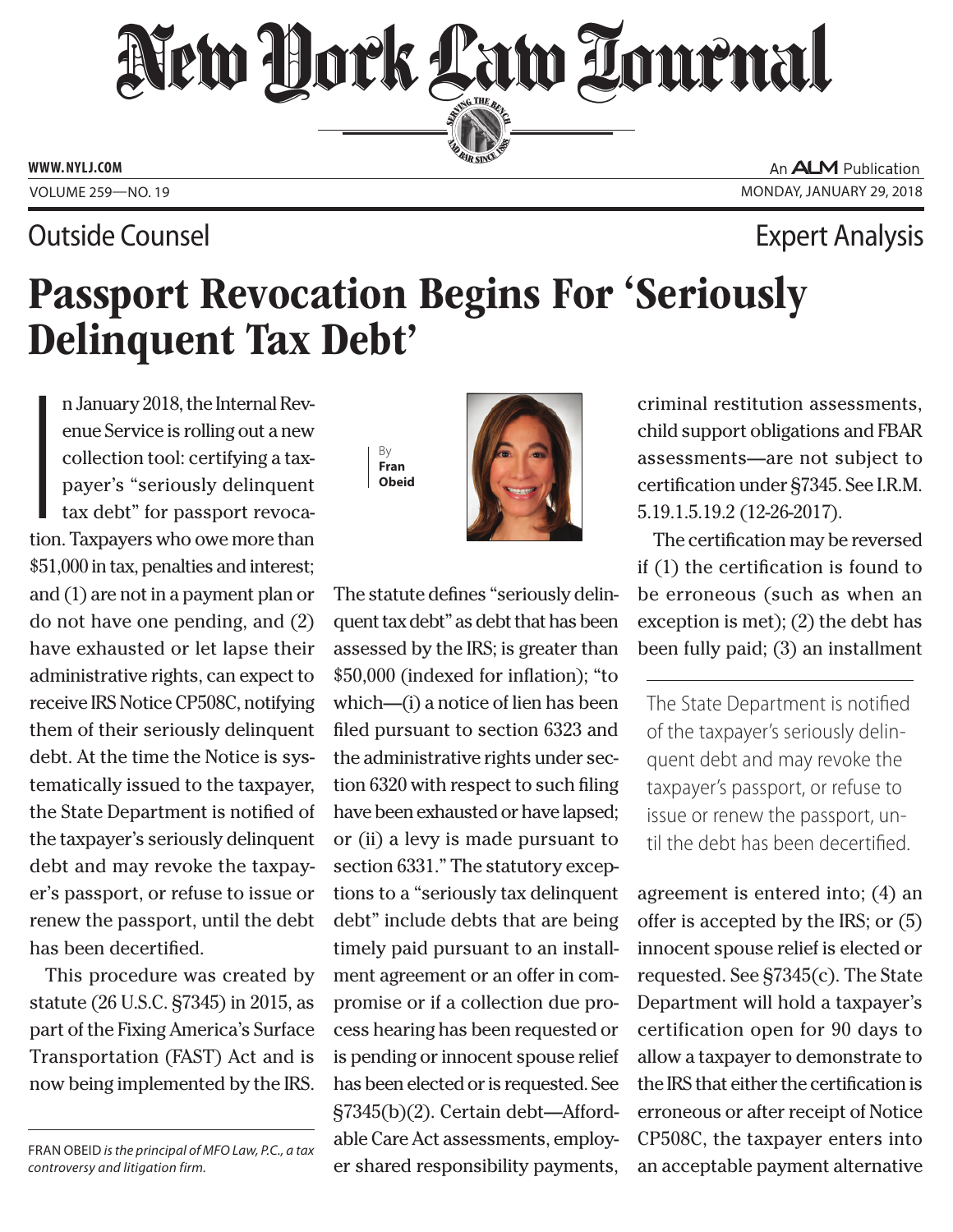# New York Law Journal

WWW.NYLJ.COM

VOLUME 259—NO. 19

An ALM Publication

MONDAY, JANUARY 29, 2018

Outside Counsel

Expert Analysis

# Passport Revocation Begins For 'Seriously Delinquent Tax Debt'

By **Fran Obeid**

In January 2018, the Internal Revenue Service is rolling out a new collection tool: certifying a taxpayer's "seriously delinquent tax debt" for passport revocation. Taxpayers who owe more than $51,000 in tax, penalties and interest; and (1) are not in a payment plan or do not have one pending, and (2) have exhausted or let lapse their administrative rights, can expect to receive IRS Notice CP508C, notifying them of their seriously delinquent debt. At the time the Notice is systematically issued to the taxpayer, the State Department is notified of the taxpayer's seriously delinquent debt and may revoke the taxpayer's passport, or refuse to issue or renew the passport, until the debt has been decertified.

This procedure was created by statute (26 U.S.C. §7345) in 2015, as part of the Fixing America's Surface Transportation (FAST) Act and is now being implemented by the IRS.

FRAN OBEID *is the principal of MFO Law, P.C., a tax controversy and litigation firm.*

The statute defines "seriously delinquent tax debt" as debt that has been assessed by the IRS; is greater than $50,000 (indexed for inflation); "to which—(i) a notice of lien has been filed pursuant to section 6323 and the administrative rights under section 6320 with respect to such filing have been exhausted or have lapsed; or (ii) a levy is made pursuant to section 6331." The statutory exceptions to a "seriously tax delinquent debt" include debts that are being timely paid pursuant to an installment agreement or an offer in compromise or if a collection due process hearing has been requested or is pending or innocent spouse relief has been elected or is requested. See §7345(b)(2). Certain debt—Affordable Care Act assessments, employer shared responsibility payments, criminal restitution assessments, child support obligations and FBAR assessments—are not subject to certification under §7345. See I.R.M. 5.19.1.5.19.2 (12-26-2017).

The certification may be reversed if (1) the certification is found to be erroneous (such as when an exception is met); (2) the debt has been fully paid; (3) an installment agreement is entered into; (4) an offer is accepted by the IRS; or (5) innocent spouse relief is elected or requested. See §7345(c). The State Department will hold a taxpayer's certification open for 90 days to allow a taxpayer to demonstrate to the IRS that either the certification is erroneous or after receipt of Notice CP508C, the taxpayer enters into an acceptable payment alternative

> The State Department is notified of the taxpayer's seriously delinquent debt and may revoke the taxpayer's passport, or refuse to issue or renew the passport, until the debt has been decertified.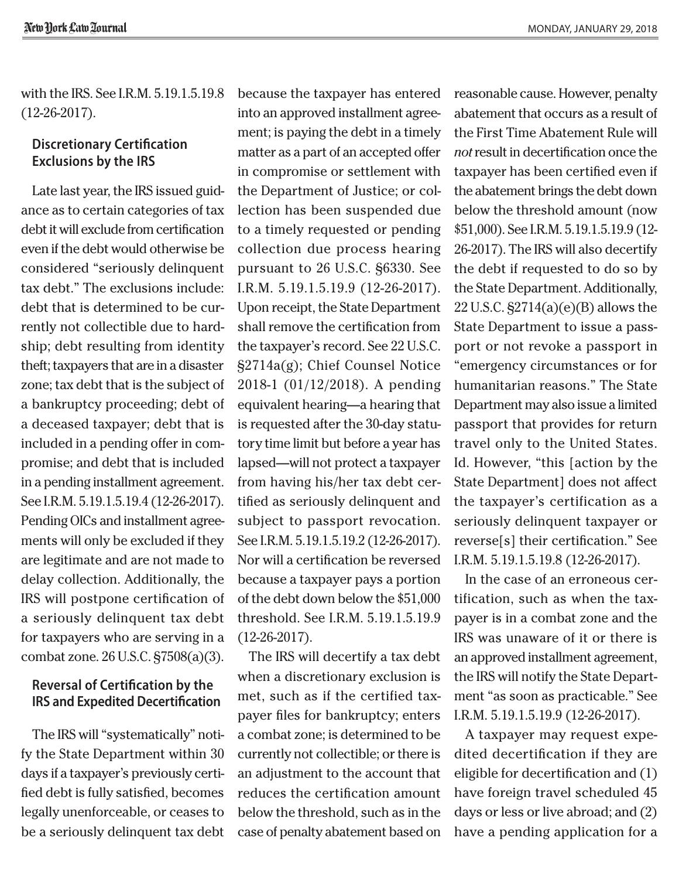with the IRS. See I.R.M. 5.19.1.5.19.8 (12-26-2017).

### Discretionary Certification Exclusions by the IRS

Late last year, the IRS issued guidance as to certain categories of tax debt it will exclude from certification even if the debt would otherwise be considered "seriously delinquent tax debt." The exclusions include: debt that is determined to be currently not collectible due to hardship; debt resulting from identity theft; taxpayers that are in a disaster zone; tax debt that is the subject of a bankruptcy proceeding; debt of a deceased taxpayer; debt that is included in a pending offer in compromise; and debt that is included in a pending installment agreement. See I.R.M. 5.19.1.5.19.4 (12-26-2017). Pending OICs and installment agreements will only be excluded if they are legitimate and are not made to delay collection. Additionally, the IRS will postpone certification of a seriously delinquent tax debt for taxpayers who are serving in a combat zone. 26 U.S.C. §7508(a)(3).

### Reversal of Certification by the IRS and Expedited Decertification

The IRS will "systematically" notify the State Department within 30 days if a taxpayer's previously certified debt is fully satisfied, becomes legally unenforceable, or ceases to be a seriously delinquent tax debt because the taxpayer has entered into an approved installment agreement; is paying the debt in a timely matter as a part of an accepted offer in compromise or settlement with the Department of Justice; or collection has been suspended due to a timely requested or pending collection due process hearing pursuant to 26 U.S.C. §6330. See I.R.M. 5.19.1.5.19.9 (12-26-2017). Upon receipt, the State Department shall remove the certification from the taxpayer's record. See 22 U.S.C. §2714a(g); Chief Counsel Notice 2018-1 (01/12/2018). A pending equivalent hearing—a hearing that is requested after the 30-day statutory time limit but before a year has lapsed—will not protect a taxpayer from having his/her tax debt certified as seriously delinquent and subject to passport revocation. See I.R.M. 5.19.1.5.19.2 (12-26-2017). Nor will a certification be reversed because a taxpayer pays a portion of the debt down below the $51,000 threshold. See I.R.M. 5.19.1.5.19.9 (12-26-2017).

The IRS will decertify a tax debt when a discretionary exclusion is met, such as if the certified taxpayer files for bankruptcy; enters a combat zone; is determined to be currently not collectible; or there is an adjustment to the account that reduces the certification amount below the threshold, such as in the case of penalty abatement based on reasonable cause. However, penalty abatement that occurs as a result of the First Time Abatement Rule will *not* result in decertification once the taxpayer has been certified even if the abatement brings the debt down below the threshold amount (now $51,000). See I.R.M. 5.19.1.5.19.9 (12-26-2017). The IRS will also decertify the debt if requested to do so by the State Department. Additionally, 22 U.S.C. §2714(a)(e)(B) allows the State Department to issue a passport or not revoke a passport in "emergency circumstances or for humanitarian reasons." The State Department may also issue a limited passport that provides for return travel only to the United States. Id. However, "this [action by the State Department] does not affect the taxpayer's certification as a seriously delinquent taxpayer or reverse[s] their certification." See I.R.M. 5.19.1.5.19.8 (12-26-2017).

In the case of an erroneous certification, such as when the taxpayer is in a combat zone and the IRS was unaware of it or there is an approved installment agreement, the IRS will notify the State Department "as soon as practicable." See I.R.M. 5.19.1.5.19.9 (12-26-2017).

A taxpayer may request expedited decertification if they are eligible for decertification and (1) have foreign travel scheduled 45 days or less or live abroad; and (2) have a pending application for a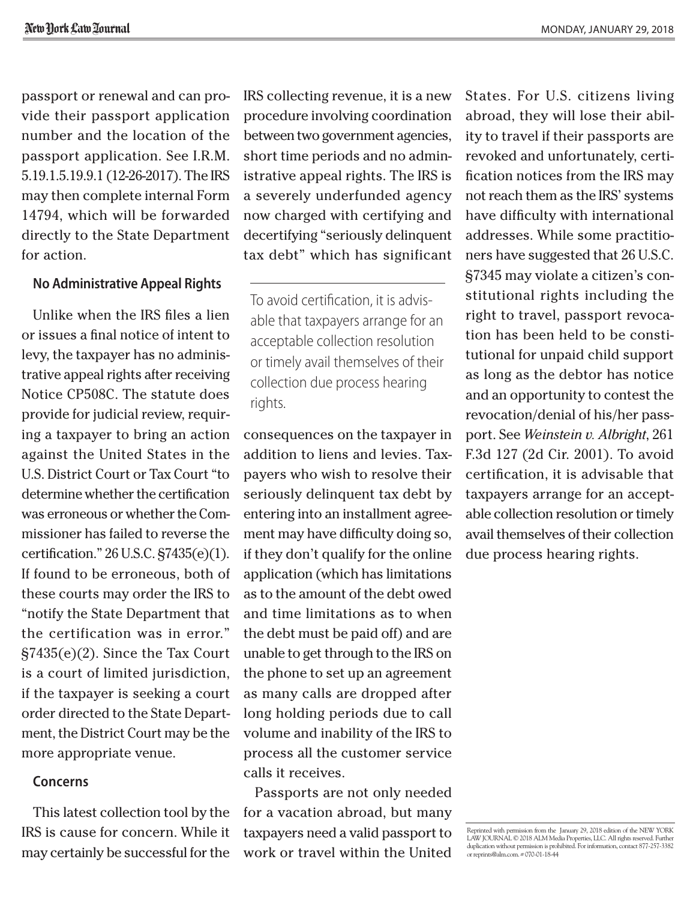passport or renewal and can provide their passport application number and the location of the passport application. See I.R.M. 5.19.1.5.19.9.1 (12-26-2017). The IRS may then complete internal Form 14794, which will be forwarded directly to the State Department for action.

### No Administrative Appeal Rights

Unlike when the IRS files a lien or issues a final notice of intent to levy, the taxpayer has no administrative appeal rights after receiving Notice CP508C. The statute does provide for judicial review, requiring a taxpayer to bring an action against the United States in the U.S. District Court or Tax Court "to determine whether the certification was erroneous or whether the Commissioner has failed to reverse the certification." 26 U.S.C. §7435(e)(1). If found to be erroneous, both of these courts may order the IRS to "notify the State Department that the certification was in error." §7435(e)(2). Since the Tax Court is a court of limited jurisdiction, if the taxpayer is seeking a court order directed to the State Department, the District Court may be the more appropriate venue.

### Concerns

This latest collection tool by the IRS is cause for concern. While it may certainly be successful for the IRS collecting revenue, it is a new procedure involving coordination between two government agencies, short time periods and no administrative appeal rights. The IRS is a severely underfunded agency now charged with certifying and decertifying "seriously delinquent tax debt" which has significant consequences on the taxpayer in addition to liens and levies. Taxpayers who wish to resolve their seriously delinquent tax debt by entering into an installment agreement may have difficulty doing so, if they don't qualify for the online application (which has limitations as to the amount of the debt owed and time limitations as to when the debt must be paid off) and are unable to get through to the IRS on the phone to set up an agreement as many calls are dropped after long holding periods due to call volume and inability of the IRS to process all the customer service calls it receives.

Passports are not only needed for a vacation abroad, but many taxpayers need a valid passport to work or travel within the United States. For U.S. citizens living abroad, they will lose their ability to travel if their passports are revoked and unfortunately, certification notices from the IRS may not reach them as the IRS' systems have difficulty with international addresses. While some practitioners have suggested that 26 U.S.C. §7345 may violate a citizen's constitutional rights including the right to travel, passport revocation has been held to be constitutional for unpaid child support as long as the debtor has notice and an opportunity to contest the revocation/denial of his/her passport. See *Weinstein v. Albright*, 261 F.3d 127 (2d Cir. 2001). To avoid certification, it is advisable that taxpayers arrange for an acceptable collection resolution or timely avail themselves of their collection due process hearing rights.

Reprinted with permission from the January 29, 2018 edition of the NEW YORK LAW JOURNAL © 2018 ALM Media Properties, LLC. All rights reserved. Further duplication without permission is prohibited. For information, contact 877-257-3382 or reprints@alm.com. # 070-01-18-44